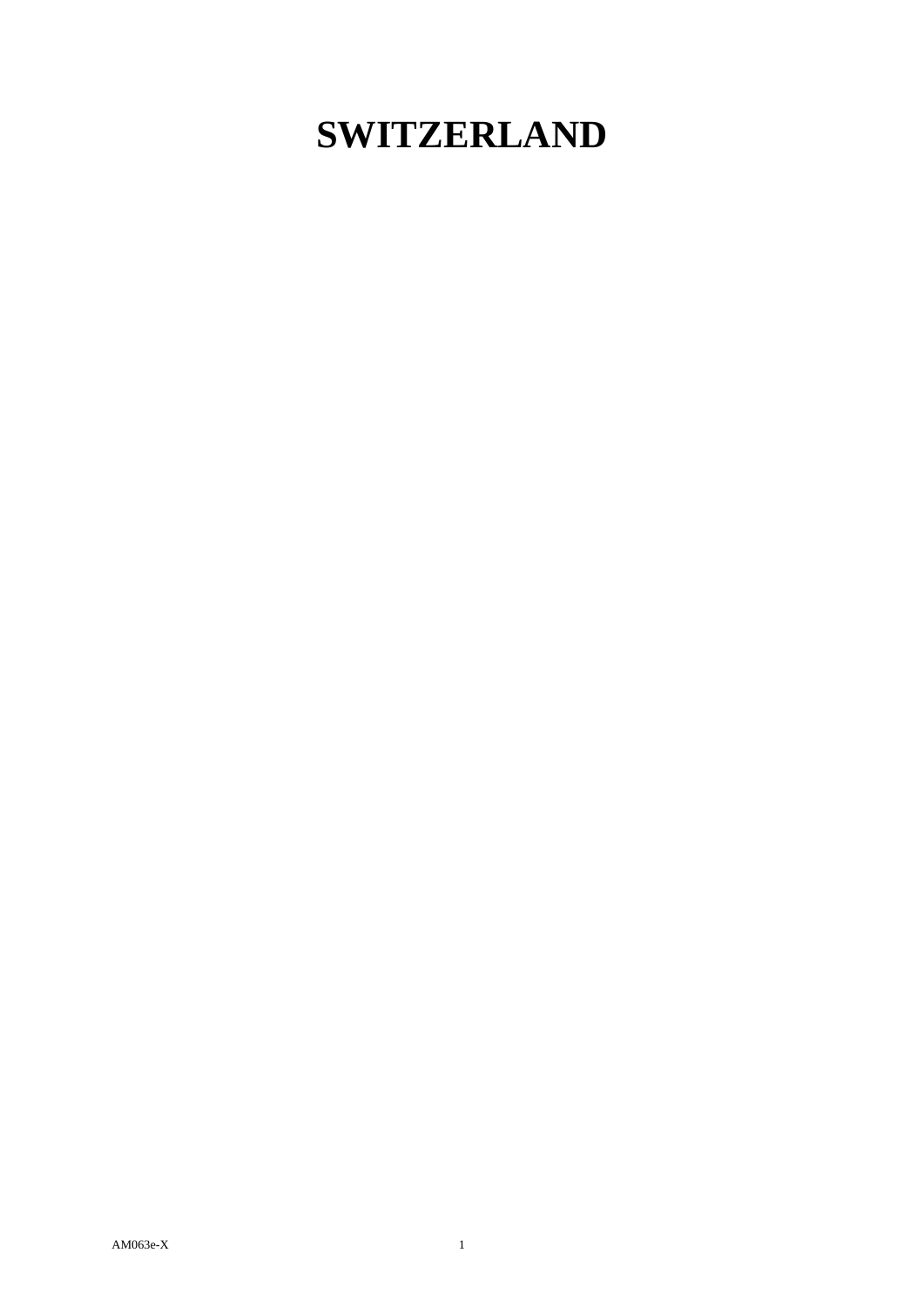# SWITZERLAND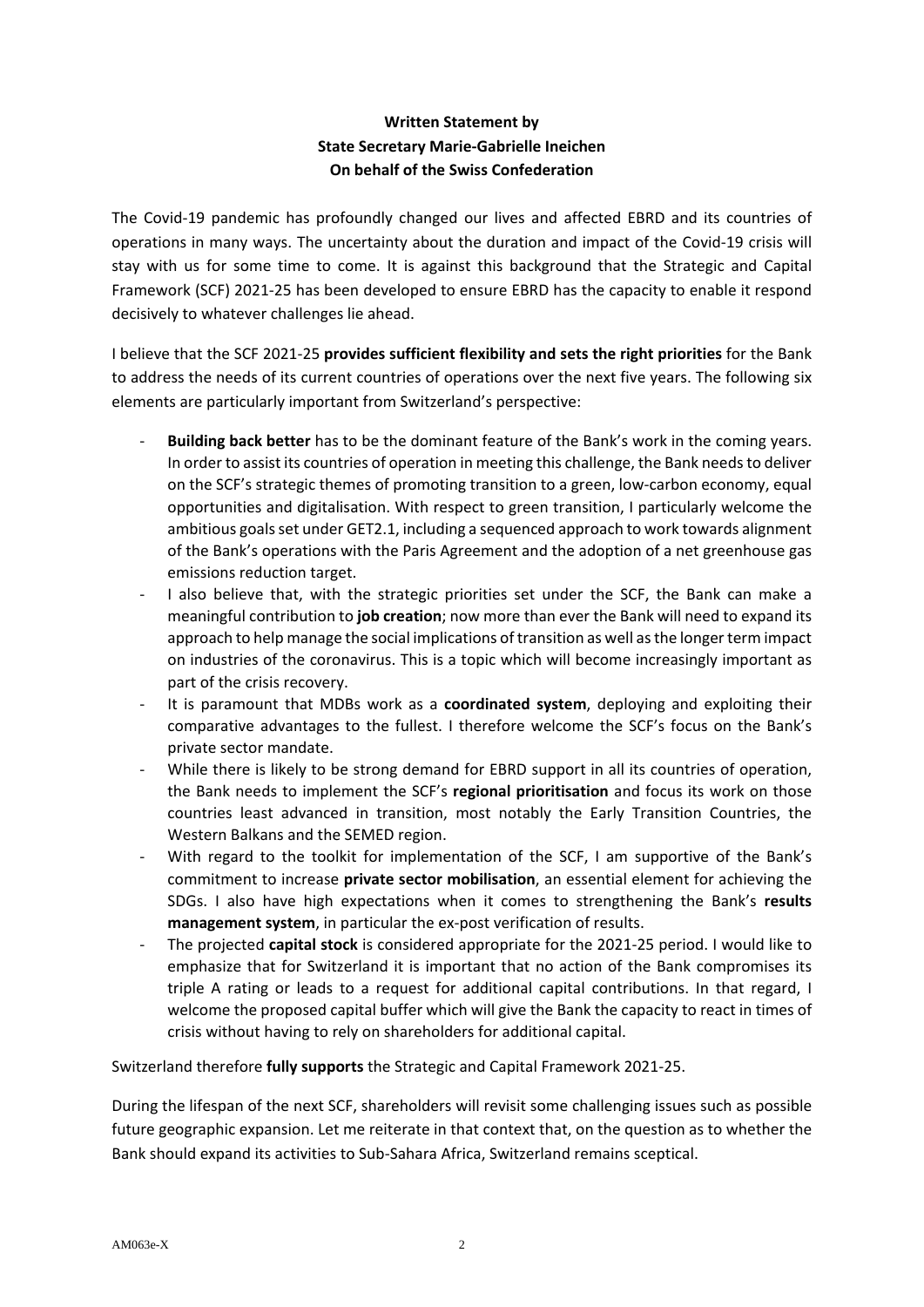**Written Statement by**
**State Secretary Marie-Gabrielle Ineichen**
**On behalf of the Swiss Confederation**

The Covid-19 pandemic has profoundly changed our lives and affected EBRD and its countries of operations in many ways. The uncertainty about the duration and impact of the Covid-19 crisis will stay with us for some time to come. It is against this background that the Strategic and Capital Framework (SCF) 2021-25 has been developed to ensure EBRD has the capacity to enable it respond decisively to whatever challenges lie ahead.

I believe that the SCF 2021-25 **provides sufficient flexibility and sets the right priorities** for the Bank to address the needs of its current countries of operations over the next five years. The following six elements are particularly important from Switzerland's perspective:

- **Building back better** has to be the dominant feature of the Bank's work in the coming years. In order to assist its countries of operation in meeting this challenge, the Bank needs to deliver on the SCF's strategic themes of promoting transition to a green, low-carbon economy, equal opportunities and digitalisation. With respect to green transition, I particularly welcome the ambitious goals set under GET2.1, including a sequenced approach to work towards alignment of the Bank's operations with the Paris Agreement and the adoption of a net greenhouse gas emissions reduction target.
- I also believe that, with the strategic priorities set under the SCF, the Bank can make a meaningful contribution to **job creation**; now more than ever the Bank will need to expand its approach to help manage the social implications of transition as well as the longer term impact on industries of the coronavirus. This is a topic which will become increasingly important as part of the crisis recovery.
- It is paramount that MDBs work as a **coordinated system**, deploying and exploiting their comparative advantages to the fullest. I therefore welcome the SCF's focus on the Bank's private sector mandate.
- While there is likely to be strong demand for EBRD support in all its countries of operation, the Bank needs to implement the SCF's **regional prioritisation** and focus its work on those countries least advanced in transition, most notably the Early Transition Countries, the Western Balkans and the SEMED region.
- With regard to the toolkit for implementation of the SCF, I am supportive of the Bank's commitment to increase **private sector mobilisation**, an essential element for achieving the SDGs. I also have high expectations when it comes to strengthening the Bank's **results management system**, in particular the ex-post verification of results.
- The projected **capital stock** is considered appropriate for the 2021-25 period. I would like to emphasize that for Switzerland it is important that no action of the Bank compromises its triple A rating or leads to a request for additional capital contributions. In that regard, I welcome the proposed capital buffer which will give the Bank the capacity to react in times of crisis without having to rely on shareholders for additional capital.

Switzerland therefore **fully supports** the Strategic and Capital Framework 2021-25.

During the lifespan of the next SCF, shareholders will revisit some challenging issues such as possible future geographic expansion. Let me reiterate in that context that, on the question as to whether the Bank should expand its activities to Sub-Sahara Africa, Switzerland remains sceptical.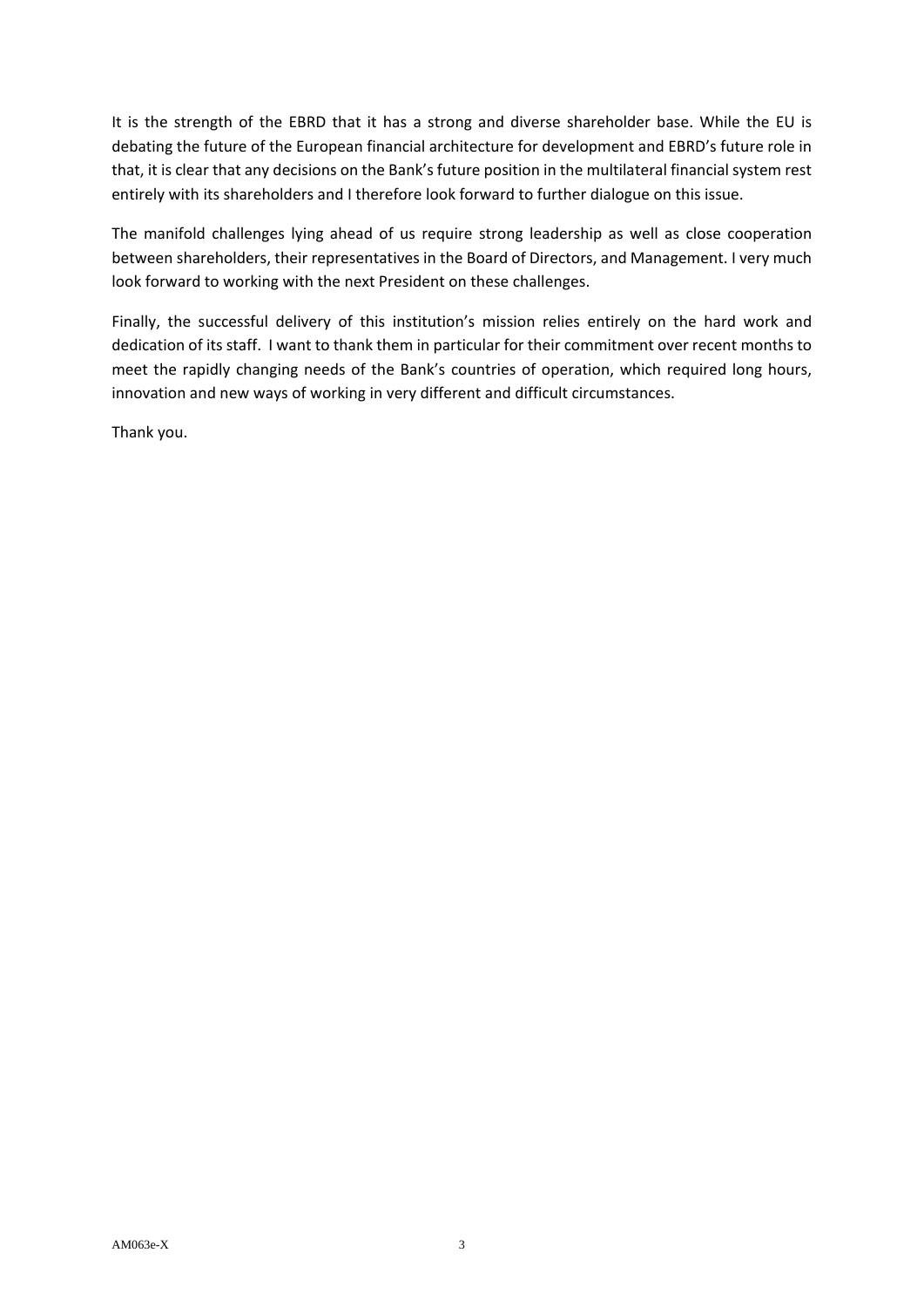It is the strength of the EBRD that it has a strong and diverse shareholder base. While the EU is debating the future of the European financial architecture for development and EBRD's future role in that, it is clear that any decisions on the Bank's future position in the multilateral financial system rest entirely with its shareholders and I therefore look forward to further dialogue on this issue.

The manifold challenges lying ahead of us require strong leadership as well as close cooperation between shareholders, their representatives in the Board of Directors, and Management. I very much look forward to working with the next President on these challenges.

Finally, the successful delivery of this institution's mission relies entirely on the hard work and dedication of its staff. I want to thank them in particular for their commitment over recent months to meet the rapidly changing needs of the Bank's countries of operation, which required long hours, innovation and new ways of working in very different and difficult circumstances.

Thank you.